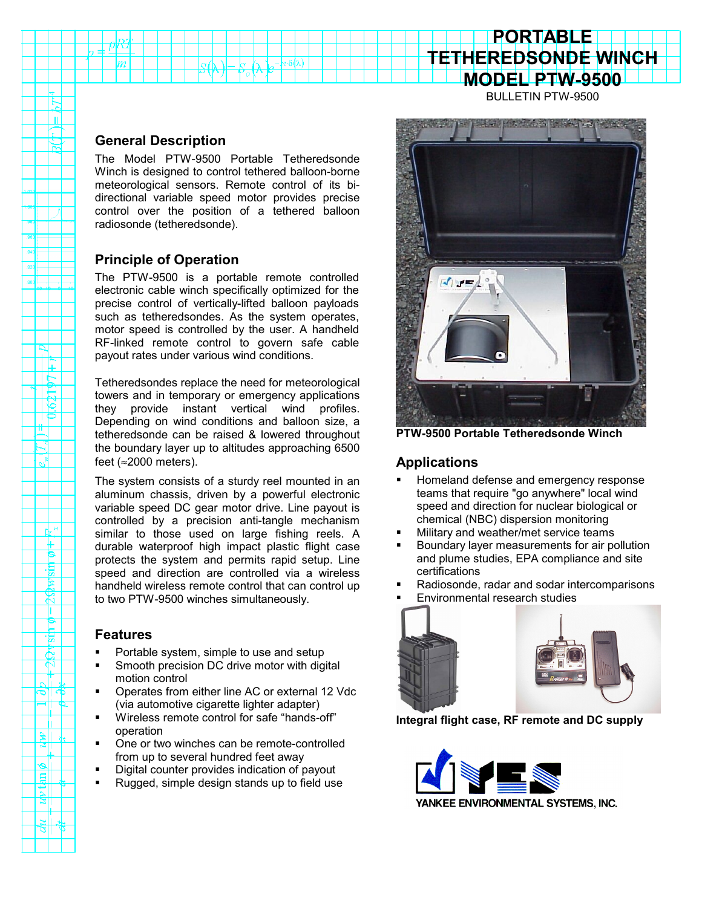# PORTABLE TETHEREDSONDE WINCH MODEL PTW-9500

BULLETIN PTW-9500

## General Description

The Model PTW-9500 Portable Tetheredsonde Winch is designed to control tethered balloon-borne meteorological sensors. Remote control of its bi-directional variable speed motor provides precise control over the position of a tethered balloon radiosonde (tetheredsonde).

## Principle of Operation

The PTW-9500 is a portable remote controlled electronic cable winch specifically optimized for the precise control of vertically-lifted balloon payloads such as tetheredsondes. As the system operates, motor speed is controlled by the user. A handheld RF-linked remote control to govern safe cable payout rates under various wind conditions.

Tetheredsondes replace the need for meteorological towers and in temporary or emergency applications they provide instant vertical wind profiles. Depending on wind conditions and balloon size, a tetheredsonde can be raised & lowered throughout the boundary layer up to altitudes approaching 6500 feet (≈2000 meters).

The system consists of a sturdy reel mounted in an aluminum chassis, driven by a powerful electronic variable speed DC gear motor drive. Line payout is controlled by a precision anti-tangle mechanism similar to those used on large fishing reels. A durable waterproof high impact plastic flight case protects the system and permits rapid setup. Line speed and direction are controlled via a wireless handheld wireless remote control that can control up to two PTW-9500 winches simultaneously.

## Features

- Portable system, simple to use and setup
- Smooth precision DC drive motor with digital motion control
- Operates from either line AC or external 12 Vdc (via automotive cigarette lighter adapter)
- Wireless remote control for safe “hands-off” operation
- One or two winches can be remote-controlled from up to several hundred feet away
- Digital counter provides indication of payout
- Rugged, simple design stands up to field use

**PTW-9500 Portable Tetheredsonde Winch**

## Applications

- Homeland defense and emergency response teams that require "go anywhere" local wind speed and direction for nuclear biological or chemical (NBC) dispersion monitoring
- Military and weather/met service teams
- Boundary layer measurements for air pollution and plume studies, EPA compliance and site certifications
- Radiosonde, radar and sodar intercomparisons
- Environmental research studies

**Integral flight case, RF remote and DC supply**

YANKEE ENVIRONMENTAL SYSTEMS, INC.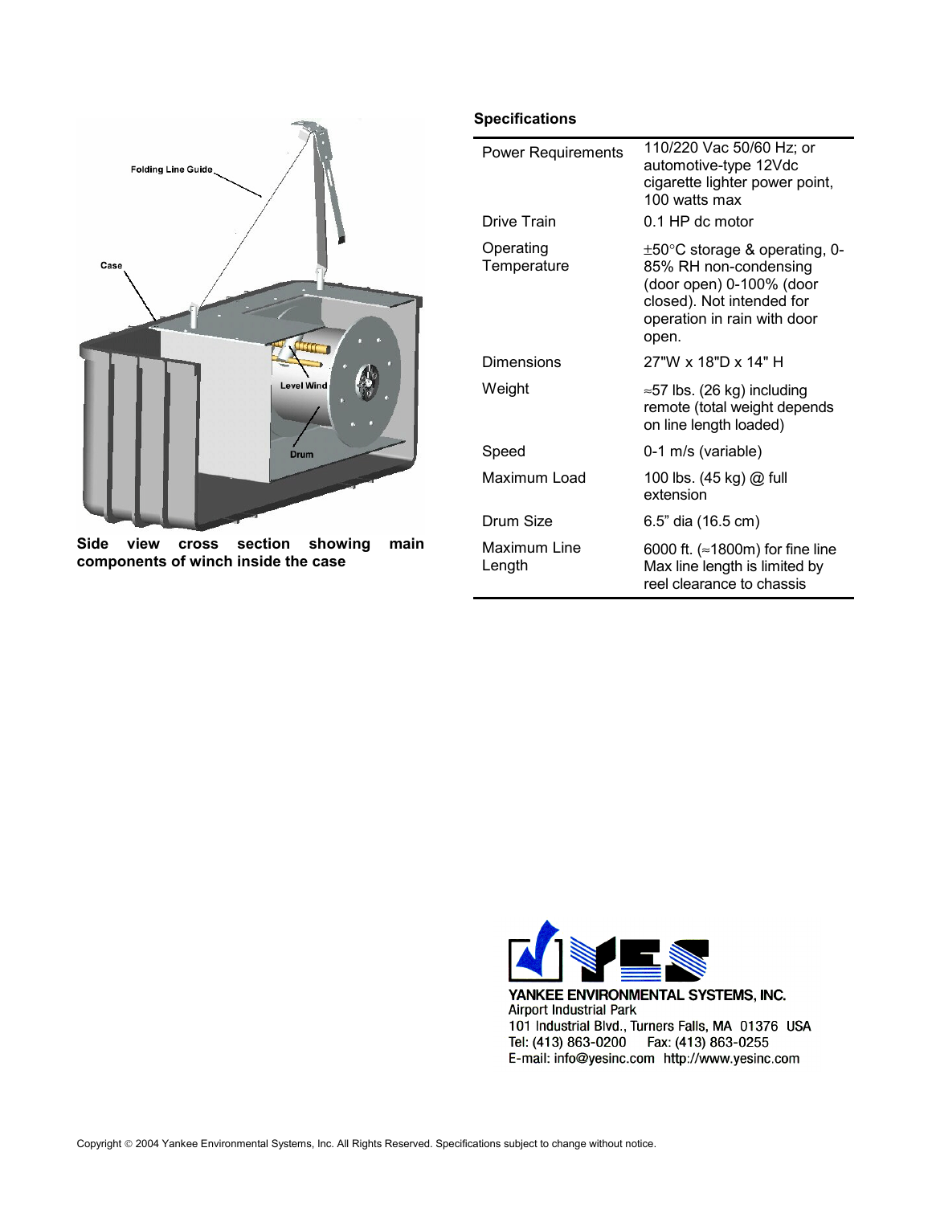Folding Line Guide

Case

Level Wind

Drum

**Side view cross section showing main components of winch inside the case**

**Specifications**

| | |
|---|---|
| Power Requirements | 110/220 Vac 50/60 Hz; or automotive-type 12Vdc cigarette lighter power point, 100 watts max |
| Drive Train | 0.1 HP dc motor |
| Operating Temperature | ±50°C storage & operating, 0-85% RH non-condensing (door open) 0-100% (door closed). Not intended for operation in rain with door open. |
| Dimensions | 27"W x 18"D x 14" H |
| Weight | ≈57 lbs. (26 kg) including remote (total weight depends on line length loaded) |
| Speed | 0-1 m/s (variable) |
| Maximum Load | 100 lbs. (45 kg) @ full extension |
| Drum Size | 6.5" dia (16.5 cm) |
| Maximum Line Length | 6000 ft. (≈1800m) for fine line Max line length is limited by reel clearance to chassis |

YES

**YANKEE ENVIRONMENTAL SYSTEMS, INC.**
Airport Industrial Park
101 Industrial Blvd., Turners Falls, MA 01376 USA
Tel: (413) 863-0200 Fax: (413) 863-0255
E-mail: info@yesinc.com http://www.yesinc.com

Copyright © 2004 Yankee Environmental Systems, Inc. All Rights Reserved. Specifications subject to change without notice.